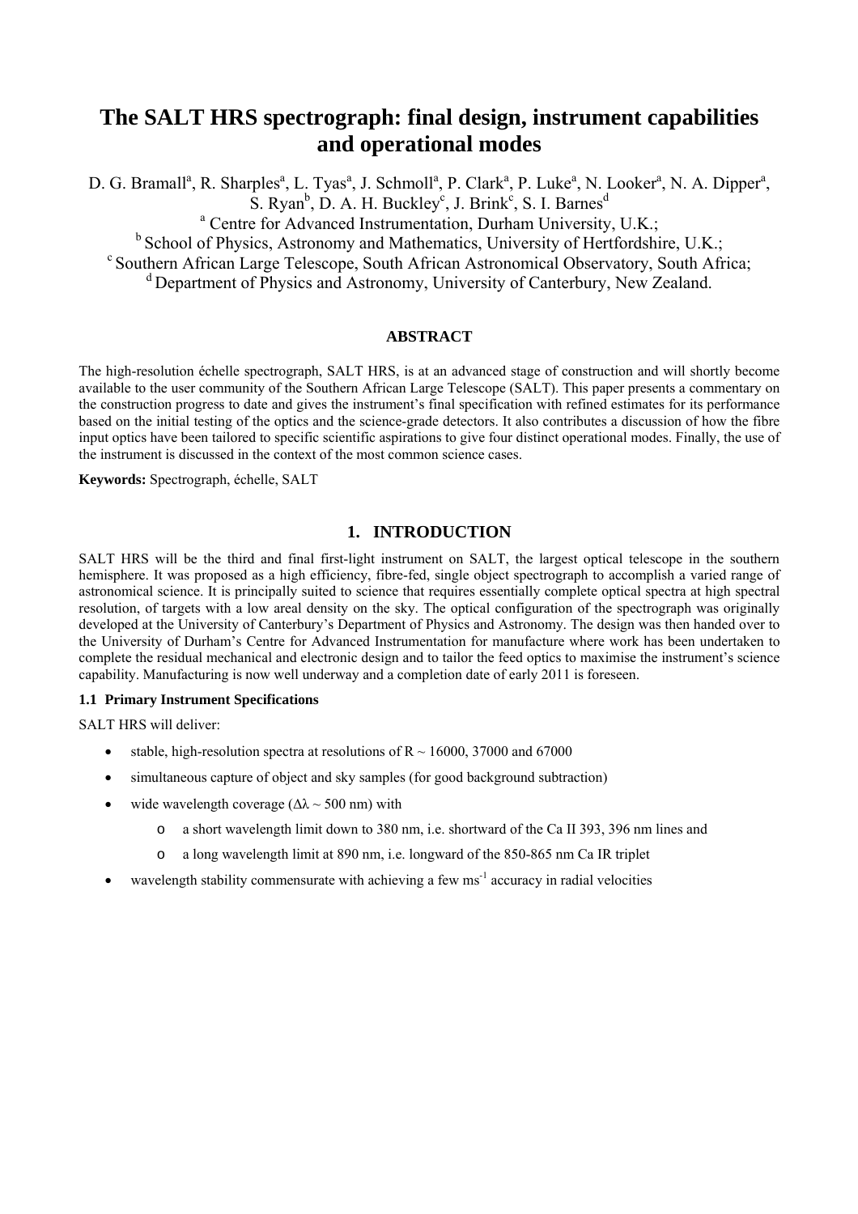# The SALT HRS spectrograph: final design, instrument capabilities and operational modes

D. G. Bramall[a], R. Sharples[a], L. Tyas[a], J. Schmoll[a], P. Clark[a], P. Luke[a], N. Looker[a], N. A. Dipper[a], S. Ryan[b], D. A. H. Buckley[c], J. Brink[c], S. I. Barnes[d]

[a] Centre for Advanced Instrumentation, Durham University, U.K.;
[b] School of Physics, Astronomy and Mathematics, University of Hertfordshire, U.K.;
[c] Southern African Large Telescope, South African Astronomical Observatory, South Africa;
[d] Department of Physics and Astronomy, University of Canterbury, New Zealand.

### ABSTRACT

The high-resolution échelle spectrograph, SALT HRS, is at an advanced stage of construction and will shortly become available to the user community of the Southern African Large Telescope (SALT). This paper presents a commentary on the construction progress to date and gives the instrument's final specification with refined estimates for its performance based on the initial testing of the optics and the science-grade detectors. It also contributes a discussion of how the fibre input optics have been tailored to specific scientific aspirations to give four distinct operational modes. Finally, the use of the instrument is discussed in the context of the most common science cases.

**Keywords:** Spectrograph, échelle, SALT

## 1. INTRODUCTION

SALT HRS will be the third and final first-light instrument on SALT, the largest optical telescope in the southern hemisphere. It was proposed as a high efficiency, fibre-fed, single object spectrograph to accomplish a varied range of astronomical science. It is principally suited to science that requires essentially complete optical spectra at high spectral resolution, of targets with a low areal density on the sky. The optical configuration of the spectrograph was originally developed at the University of Canterbury's Department of Physics and Astronomy. The design was then handed over to the University of Durham's Centre for Advanced Instrumentation for manufacture where work has been undertaken to complete the residual mechanical and electronic design and to tailor the feed optics to maximise the instrument's science capability. Manufacturing is now well underway and a completion date of early 2011 is foreseen.

### 1.1 Primary Instrument Specifications

SALT HRS will deliver:

- stable, high-resolution spectra at resolutions of R ~ 16000, 37000 and 67000
- simultaneous capture of object and sky samples (for good background subtraction)
- wide wavelength coverage ($\Delta\lambda \sim 500$ nm) with
  - a short wavelength limit down to 380 nm, i.e. shortward of the Ca II 393, 396 nm lines and
  - a long wavelength limit at 890 nm, i.e. longward of the 850-865 nm Ca IR triplet
- wavelength stability commensurate with achieving a few ms$^{-1}$ accuracy in radial velocities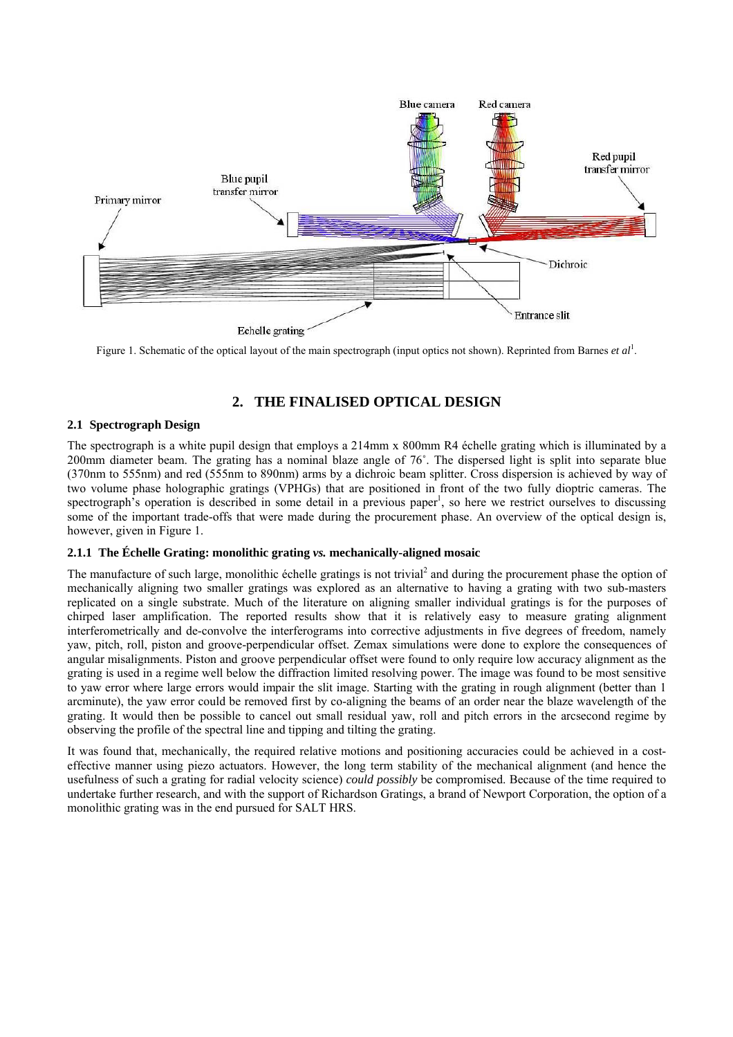Blue camera

Red camera

Red pupil transfer mirror

Blue pupil transfer mirror

Primary mirror

Dichroic

Entrance slit

Echelle grating

Figure 1. Schematic of the optical layout of the main spectrograph (input optics not shown). Reprinted from Barnes *et al*[1].

# 2. THE FINALISED OPTICAL DESIGN

## 2.1 Spectrograph Design

The spectrograph is a white pupil design that employs a 214mm x 800mm R4 échelle grating which is illuminated by a 200mm diameter beam. The grating has a nominal blaze angle of 76˚. The dispersed light is split into separate blue (370nm to 555nm) and red (555nm to 890nm) arms by a dichroic beam splitter. Cross dispersion is achieved by way of two volume phase holographic gratings (VPHGs) that are positioned in front of the two fully dioptric cameras. The spectrograph's operation is described in some detail in a previous paper[1], so here we restrict ourselves to discussing some of the important trade-offs that were made during the procurement phase. An overview of the optical design is, however, given in Figure 1.

### 2.1.1 The Échelle Grating: monolithic grating *vs.* mechanically-aligned mosaic

The manufacture of such large, monolithic échelle gratings is not trivial[2] and during the procurement phase the option of mechanically aligning two smaller gratings was explored as an alternative to having a grating with two sub-masters replicated on a single substrate. Much of the literature on aligning smaller individual gratings is for the purposes of chirped laser amplification. The reported results show that it is relatively easy to measure grating alignment interferometrically and de-convolve the interferograms into corrective adjustments in five degrees of freedom, namely yaw, pitch, roll, piston and groove-perpendicular offset. Zemax simulations were done to explore the consequences of angular misalignments. Piston and groove perpendicular offset were found to only require low accuracy alignment as the grating is used in a regime well below the diffraction limited resolving power. The image was found to be most sensitive to yaw error where large errors would impair the slit image. Starting with the grating in rough alignment (better than 1 arcminute), the yaw error could be removed first by co-aligning the beams of an order near the blaze wavelength of the grating. It would then be possible to cancel out small residual yaw, roll and pitch errors in the arcsecond regime by observing the profile of the spectral line and tipping and tilting the grating.

It was found that, mechanically, the required relative motions and positioning accuracies could be achieved in a cost-effective manner using piezo actuators. However, the long term stability of the mechanical alignment (and hence the usefulness of such a grating for radial velocity science) *could possibly* be compromised. Because of the time required to undertake further research, and with the support of Richardson Gratings, a brand of Newport Corporation, the option of a monolithic grating was in the end pursued for SALT HRS.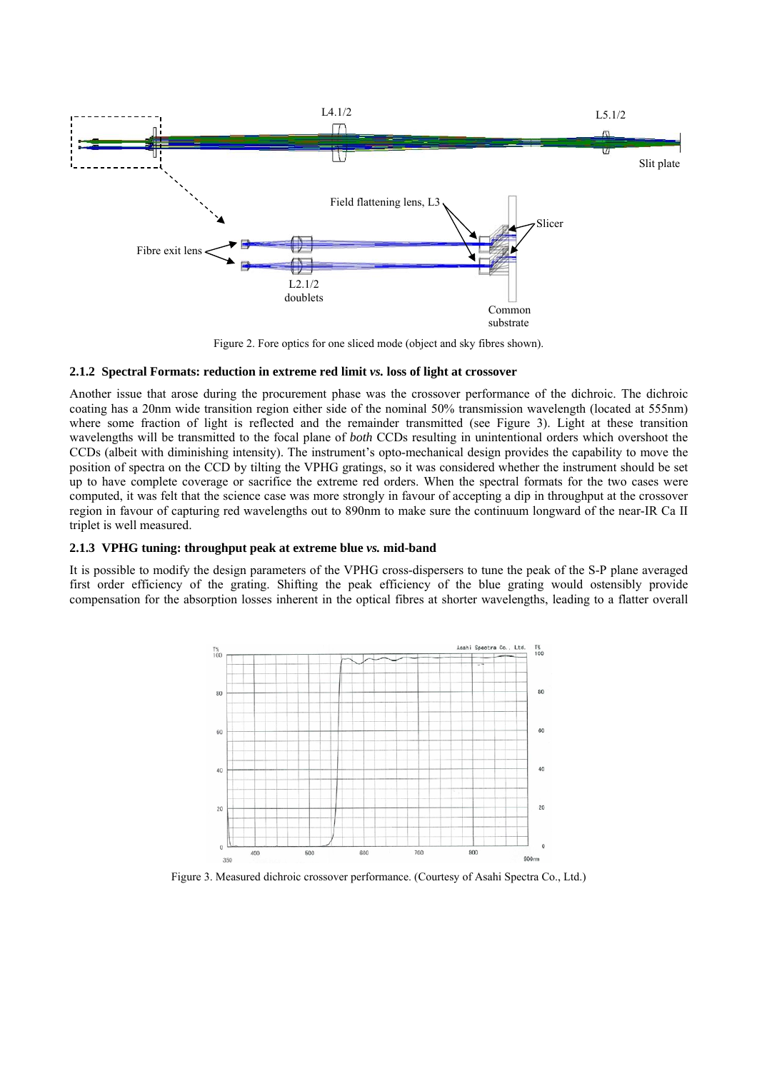Figure 2. Fore optics for one sliced mode (object and sky fibres shown).

### 2.1.2 Spectral Formats: reduction in extreme red limit *vs.* loss of light at crossover

Another issue that arose during the procurement phase was the crossover performance of the dichroic. The dichroic coating has a 20nm wide transition region either side of the nominal 50% transmission wavelength (located at 555nm) where some fraction of light is reflected and the remainder transmitted (see Figure 3). Light at these transition wavelengths will be transmitted to the focal plane of *both* CCDs resulting in unintentional orders which overshoot the CCDs (albeit with diminishing intensity). The instrument's opto-mechanical design provides the capability to move the position of spectra on the CCD by tilting the VPHG gratings, so it was considered whether the instrument should be set up to have complete coverage or sacrifice the extreme red orders. When the spectral formats for the two cases were computed, it was felt that the science case was more strongly in favour of accepting a dip in throughput at the crossover region in favour of capturing red wavelengths out to 890nm to make sure the continuum longward of the near-IR Ca II triplet is well measured.

### 2.1.3 VPHG tuning: throughput peak at extreme blue *vs.* mid-band

It is possible to modify the design parameters of the VPHG cross-dispersers to tune the peak of the S-P plane averaged first order efficiency of the grating. Shifting the peak efficiency of the blue grating would ostensibly provide compensation for the absorption losses inherent in the optical fibres at shorter wavelengths, leading to a flatter overall

Figure 3. Measured dichroic crossover performance. (Courtesy of Asahi Spectra Co., Ltd.)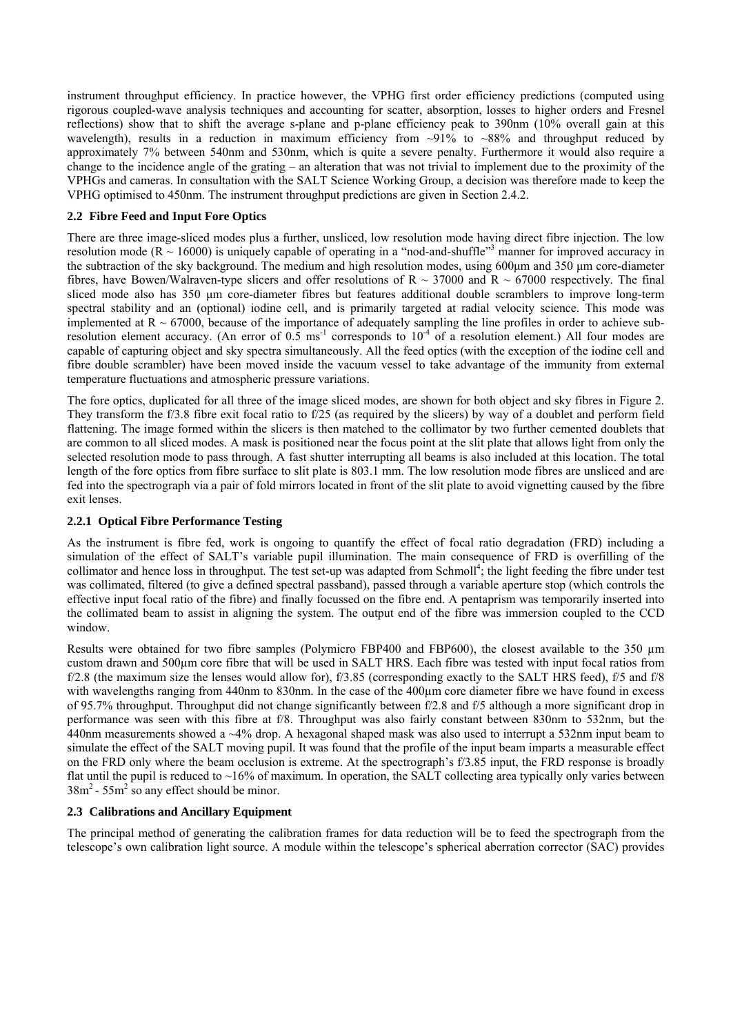instrument throughput efficiency. In practice however, the VPHG first order efficiency predictions (computed using rigorous coupled-wave analysis techniques and accounting for scatter, absorption, losses to higher orders and Fresnel reflections) show that to shift the average s-plane and p-plane efficiency peak to 390nm (10% overall gain at this wavelength), results in a reduction in maximum efficiency from ~91% to ~88% and throughput reduced by approximately 7% between 540nm and 530nm, which is quite a severe penalty. Furthermore it would also require a change to the incidence angle of the grating – an alteration that was not trivial to implement due to the proximity of the VPHGs and cameras. In consultation with the SALT Science Working Group, a decision was therefore made to keep the VPHG optimised to 450nm. The instrument throughput predictions are given in Section 2.4.2.

### 2.2 Fibre Feed and Input Fore Optics

There are three image-sliced modes plus a further, unsliced, low resolution mode having direct fibre injection. The low resolution mode (R ~ 16000) is uniquely capable of operating in a "nod-and-shuffle"[3] manner for improved accuracy in the subtraction of the sky background. The medium and high resolution modes, using 600µm and 350 µm core-diameter fibres, have Bowen/Walraven-type slicers and offer resolutions of R ~ 37000 and R ~ 67000 respectively. The final sliced mode also has 350 µm core-diameter fibres but features additional double scramblers to improve long-term spectral stability and an (optional) iodine cell, and is primarily targeted at radial velocity science. This mode was implemented at R ~ 67000, because of the importance of adequately sampling the line profiles in order to achieve sub-resolution element accuracy. (An error of 0.5 ms$^{-1}$ corresponds to $10^{-4}$ of a resolution element.) All four modes are capable of capturing object and sky spectra simultaneously. All the feed optics (with the exception of the iodine cell and fibre double scrambler) have been moved inside the vacuum vessel to take advantage of the immunity from external temperature fluctuations and atmospheric pressure variations.

The fore optics, duplicated for all three of the image sliced modes, are shown for both object and sky fibres in Figure 2. They transform the f/3.8 fibre exit focal ratio to f/25 (as required by the slicers) by way of a doublet and perform field flattening. The image formed within the slicers is then matched to the collimator by two further cemented doublets that are common to all sliced modes. A mask is positioned near the focus point at the slit plate that allows light from only the selected resolution mode to pass through. A fast shutter interrupting all beams is also included at this location. The total length of the fore optics from fibre surface to slit plate is 803.1 mm. The low resolution mode fibres are unsliced and are fed into the spectrograph via a pair of fold mirrors located in front of the slit plate to avoid vignetting caused by the fibre exit lenses.

#### 2.2.1 Optical Fibre Performance Testing

As the instrument is fibre fed, work is ongoing to quantify the effect of focal ratio degradation (FRD) including a simulation of the effect of SALT's variable pupil illumination. The main consequence of FRD is overfilling of the collimator and hence loss in throughput. The test set-up was adapted from Schmoll[4]; the light feeding the fibre under test was collimated, filtered (to give a defined spectral passband), passed through a variable aperture stop (which controls the effective input focal ratio of the fibre) and finally focussed on the fibre end. A pentaprism was temporarily inserted into the collimated beam to assist in aligning the system. The output end of the fibre was immersion coupled to the CCD window.

Results were obtained for two fibre samples (Polymicro FBP400 and FBP600), the closest available to the 350 µm custom drawn and 500µm core fibre that will be used in SALT HRS. Each fibre was tested with input focal ratios from f/2.8 (the maximum size the lenses would allow for), f/3.85 (corresponding exactly to the SALT HRS feed), f/5 and f/8 with wavelengths ranging from 440nm to 830nm. In the case of the 400µm core diameter fibre we have found in excess of 95.7% throughput. Throughput did not change significantly between f/2.8 and f/5 although a more significant drop in performance was seen with this fibre at f/8. Throughput was also fairly constant between 830nm to 532nm, but the 440nm measurements showed a ~4% drop. A hexagonal shaped mask was also used to interrupt a 532nm input beam to simulate the effect of the SALT moving pupil. It was found that the profile of the input beam imparts a measurable effect on the FRD only where the beam occlusion is extreme. At the spectrograph's f/3.85 input, the FRD response is broadly flat until the pupil is reduced to ~16% of maximum. In operation, the SALT collecting area typically only varies between 38m$^2$ - 55m$^2$ so any effect should be minor.

### 2.3 Calibrations and Ancillary Equipment

The principal method of generating the calibration frames for data reduction will be to feed the spectrograph from the telescope's own calibration light source. A module within the telescope's spherical aberration corrector (SAC) provides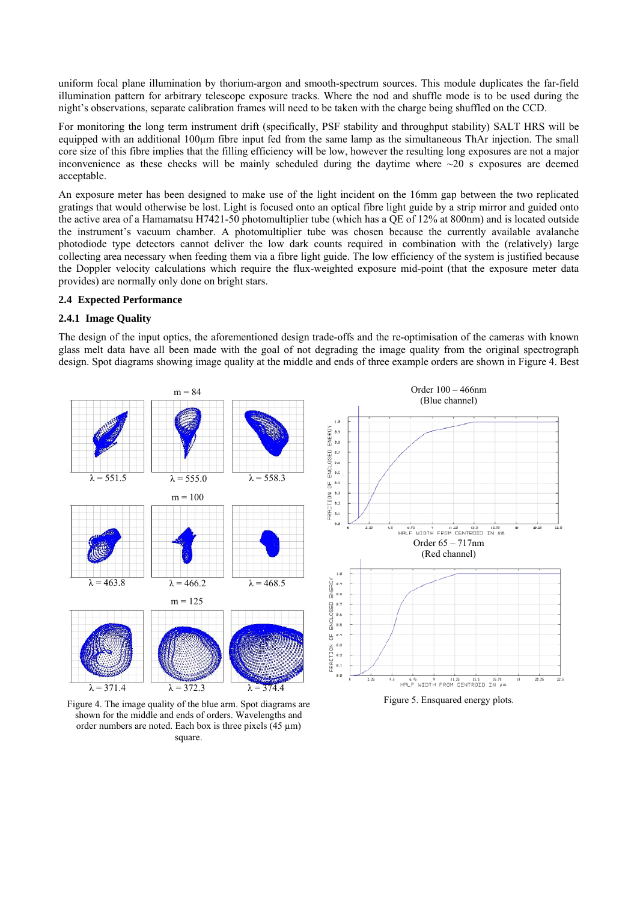uniform focal plane illumination by thorium-argon and smooth-spectrum sources. This module duplicates the far-field illumination pattern for arbitrary telescope exposure tracks. Where the nod and shuffle mode is to be used during the night's observations, separate calibration frames will need to be taken with the charge being shuffled on the CCD.

For monitoring the long term instrument drift (specifically, PSF stability and throughput stability) SALT HRS will be equipped with an additional 100µm fibre input fed from the same lamp as the simultaneous ThAr injection. The small core size of this fibre implies that the filling efficiency will be low, however the resulting long exposures are not a major inconvenience as these checks will be mainly scheduled during the daytime where ~20 s exposures are deemed acceptable.

An exposure meter has been designed to make use of the light incident on the 16mm gap between the two replicated gratings that would otherwise be lost. Light is focused onto an optical fibre light guide by a strip mirror and guided onto the active area of a Hamamatsu H7421-50 photomultiplier tube (which has a QE of 12% at 800nm) and is located outside the instrument's vacuum chamber. A photomultiplier tube was chosen because the currently available avalanche photodiode type detectors cannot deliver the low dark counts required in combination with the (relatively) large collecting area necessary when feeding them via a fibre light guide. The low efficiency of the system is justified because the Doppler velocity calculations which require the flux-weighted exposure mid-point (that the exposure meter data provides) are normally only done on bright stars.

## 2.4 Expected Performance

### 2.4.1 Image Quality

The design of the input optics, the aforementioned design trade-offs and the re-optimisation of the cameras with known glass melt data have all been made with the goal of not degrading the image quality from the original spectrograph design. Spot diagrams showing image quality at the middle and ends of three example orders are shown in Figure 4. Best

Figure 4. The image quality of the blue arm. Spot diagrams are shown for the middle and ends of orders. Wavelengths and order numbers are noted. Each box is three pixels (45 µm) square.

Figure 5. Ensquared energy plots.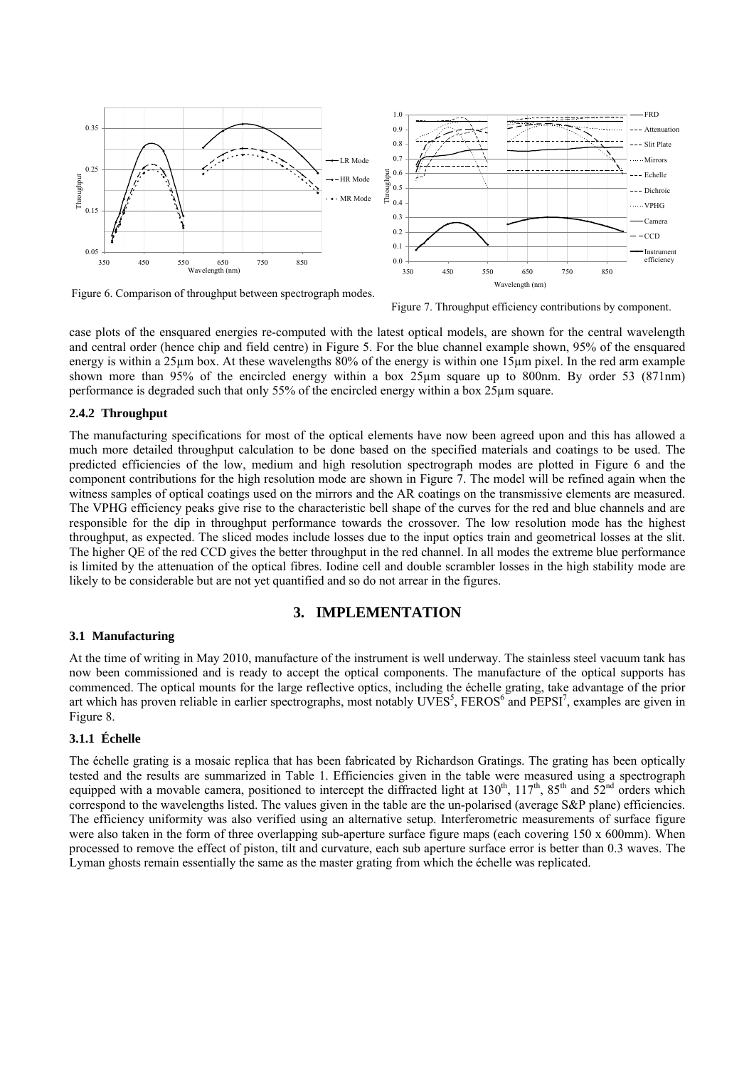Figure 6. Comparison of throughput between spectrograph modes.

Figure 7. Throughput efficiency contributions by component.

case plots of the ensquared energies re-computed with the latest optical models, are shown for the central wavelength and central order (hence chip and field centre) in Figure 5. For the blue channel example shown, 95% of the ensquared energy is within a 25µm box. At these wavelengths 80% of the energy is within one 15µm pixel. In the red arm example shown more than 95% of the encircled energy within a box 25µm square up to 800nm. By order 53 (871nm) performance is degraded such that only 55% of the encircled energy within a box 25µm square.

### 2.4.2 Throughput

The manufacturing specifications for most of the optical elements have now been agreed upon and this has allowed a much more detailed throughput calculation to be done based on the specified materials and coatings to be used. The predicted efficiencies of the low, medium and high resolution spectrograph modes are plotted in Figure 6 and the component contributions for the high resolution mode are shown in Figure 7. The model will be refined again when the witness samples of optical coatings used on the mirrors and the AR coatings on the transmissive elements are measured. The VPHG efficiency peaks give rise to the characteristic bell shape of the curves for the red and blue channels and are responsible for the dip in throughput performance towards the crossover. The low resolution mode has the highest throughput, as expected. The sliced modes include losses due to the input optics train and geometrical losses at the slit. The higher QE of the red CCD gives the better throughput in the red channel. In all modes the extreme blue performance is limited by the attenuation of the optical fibres. Iodine cell and double scrambler losses in the high stability mode are likely to be considerable but are not yet quantified and so do not arrear in the figures.

## 3. IMPLEMENTATION

### 3.1 Manufacturing

At the time of writing in May 2010, manufacture of the instrument is well underway. The stainless steel vacuum tank has now been commissioned and is ready to accept the optical components. The manufacture of the optical supports has commenced. The optical mounts for the large reflective optics, including the échelle grating, take advantage of the prior art which has proven reliable in earlier spectrographs, most notably UVES[5], FEROS[6] and PEPSI[7], examples are given in Figure 8.

### 3.1.1 Échelle

The échelle grating is a mosaic replica that has been fabricated by Richardson Gratings. The grating has been optically tested and the results are summarized in Table 1. Efficiencies given in the table were measured using a spectrograph equipped with a movable camera, positioned to intercept the diffracted light at 130$^{th}$, 117$^{th}$, 85$^{th}$ and 52$^{nd}$ orders which correspond to the wavelengths listed. The values given in the table are the un-polarised (average S&P plane) efficiencies. The efficiency uniformity was also verified using an alternative setup. Interferometric measurements of surface figure were also taken in the form of three overlapping sub-aperture surface figure maps (each covering 150 x 600mm). When processed to remove the effect of piston, tilt and curvature, each sub aperture surface error is better than 0.3 waves. The Lyman ghosts remain essentially the same as the master grating from which the échelle was replicated.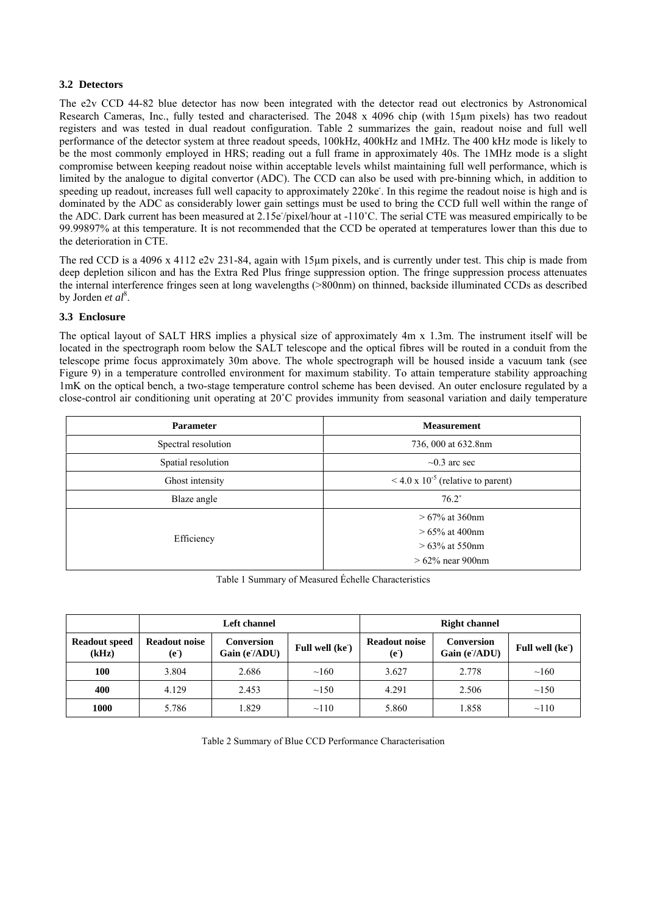### 3.2 Detectors

The e2v CCD 44-82 blue detector has now been integrated with the detector read out electronics by Astronomical Research Cameras, Inc., fully tested and characterised. The 2048 x 4096 chip (with 15µm pixels) has two readout registers and was tested in dual readout configuration. Table 2 summarizes the gain, readout noise and full well performance of the detector system at three readout speeds, 100kHz, 400kHz and 1MHz. The 400 kHz mode is likely to be the most commonly employed in HRS; reading out a full frame in approximately 40s. The 1MHz mode is a slight compromise between keeping readout noise within acceptable levels whilst maintaining full well performance, which is limited by the analogue to digital convertor (ADC). The CCD can also be used with pre-binning which, in addition to speeding up readout, increases full well capacity to approximately 220ke$^-$. In this regime the readout noise is high and is dominated by the ADC as considerably lower gain settings must be used to bring the CCD full well within the range of the ADC. Dark current has been measured at 2.15e$^-$/pixel/hour at -110˚C. The serial CTE was measured empirically to be 99.99897% at this temperature. It is not recommended that the CCD be operated at temperatures lower than this due to the deterioration in CTE.

The red CCD is a 4096 x 4112 e2v 231-84, again with 15µm pixels, and is currently under test. This chip is made from deep depletion silicon and has the Extra Red Plus fringe suppression option. The fringe suppression process attenuates the internal interference fringes seen at long wavelengths (>800nm) on thinned, backside illuminated CCDs as described by Jorden *et al*[8].

### 3.3 Enclosure

The optical layout of SALT HRS implies a physical size of approximately 4m x 1.3m. The instrument itself will be located in the spectrograph room below the SALT telescope and the optical fibres will be routed in a conduit from the telescope prime focus approximately 30m above. The whole spectrograph will be housed inside a vacuum tank (see Figure 9) in a temperature controlled environment for maximum stability. To attain temperature stability approaching 1mK on the optical bench, a two-stage temperature control scheme has been devised. An outer enclosure regulated by a close-control air conditioning unit operating at 20˚C provides immunity from seasonal variation and daily temperature

| Parameter | Measurement |
|---|---|
| Spectral resolution | 736, 000 at 632.8nm |
| Spatial resolution | ~0.3 arc sec |
| Ghost intensity | < 4.0 x $10^{-5}$ (relative to parent) |
| Blaze angle | 76.2˚ |
| Efficiency | > 67% at 360nm<br>> 65% at 400nm<br>> 63% at 550nm<br>> 62% near 900nm |

Table 1 Summary of Measured Échelle Characteristics

| | Left channel | | | Right channel | | |
|---|---|---|---|---|---|---|
| **Readout speed (kHz)** | **Readout noise (e$^-$)** | **Conversion Gain (e$^-$/ADU)** | **Full well (ke$^-$)** | **Readout noise (e$^-$)** | **Conversion Gain (e$^-$/ADU)** | **Full well (ke$^-$)** |
| **100** | 3.804 | 2.686 | ~160 | 3.627 | 2.778 | ~160 |
| **400** | 4.129 | 2.453 | ~150 | 4.291 | 2.506 | ~150 |
| **1000** | 5.786 | 1.829 | ~110 | 5.860 | 1.858 | ~110 |

Table 2 Summary of Blue CCD Performance Characterisation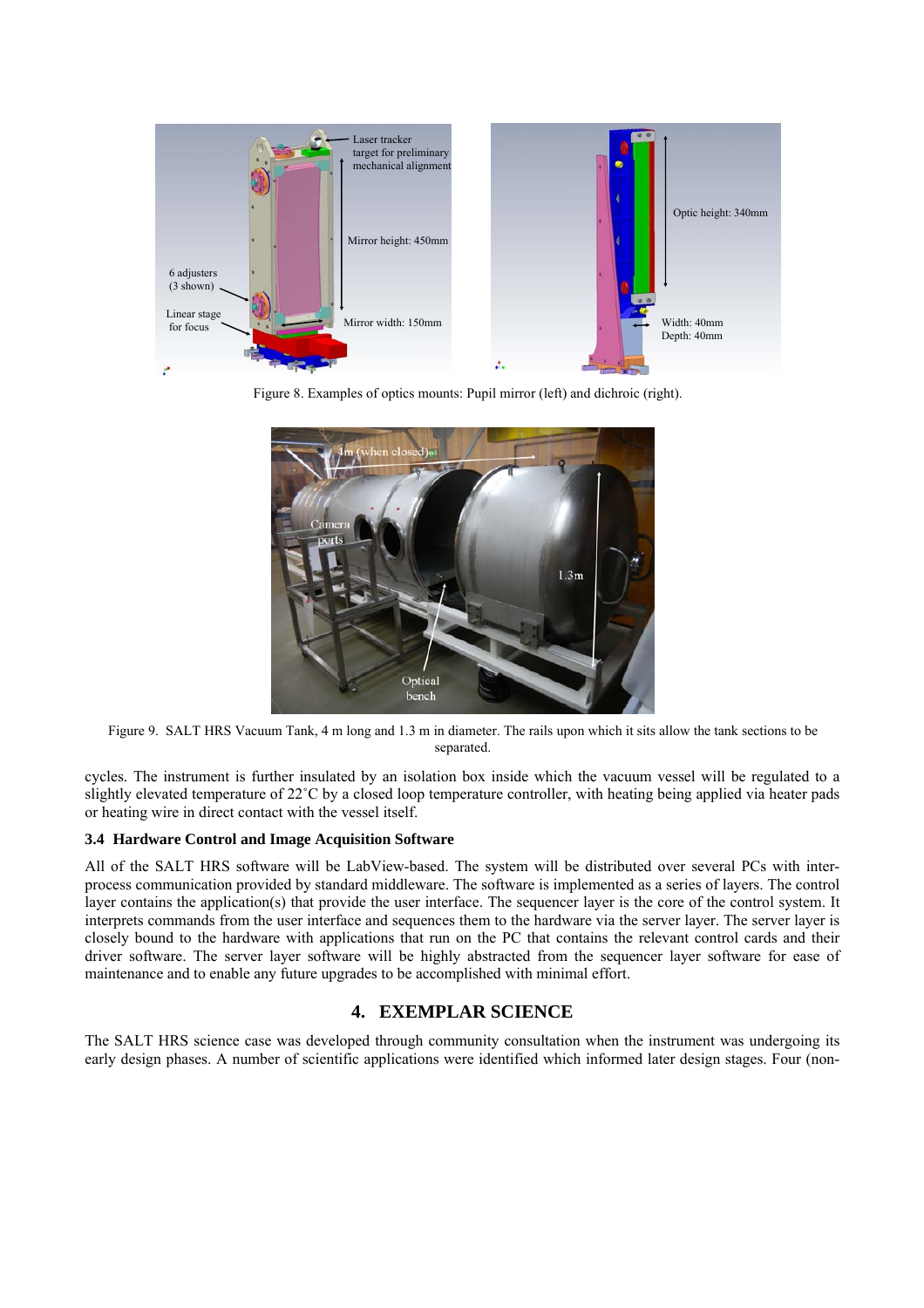Figure 8. Examples of optics mounts: Pupil mirror (left) and dichroic (right).

Figure 9. SALT HRS Vacuum Tank, 4 m long and 1.3 m in diameter. The rails upon which it sits allow the tank sections to be separated.

cycles. The instrument is further insulated by an isolation box inside which the vacuum vessel will be regulated to a slightly elevated temperature of 22˚C by a closed loop temperature controller, with heating being applied via heater pads or heating wire in direct contact with the vessel itself.

### 3.4 Hardware Control and Image Acquisition Software

All of the SALT HRS software will be LabView-based. The system will be distributed over several PCs with inter-process communication provided by standard middleware. The software is implemented as a series of layers. The control layer contains the application(s) that provide the user interface. The sequencer layer is the core of the control system. It interprets commands from the user interface and sequences them to the hardware via the server layer. The server layer is closely bound to the hardware with applications that run on the PC that contains the relevant control cards and their driver software. The server layer software will be highly abstracted from the sequencer layer software for ease of maintenance and to enable any future upgrades to be accomplished with minimal effort.

## 4. EXEMPLAR SCIENCE

The SALT HRS science case was developed through community consultation when the instrument was undergoing its early design phases. A number of scientific applications were identified which informed later design stages. Four (non-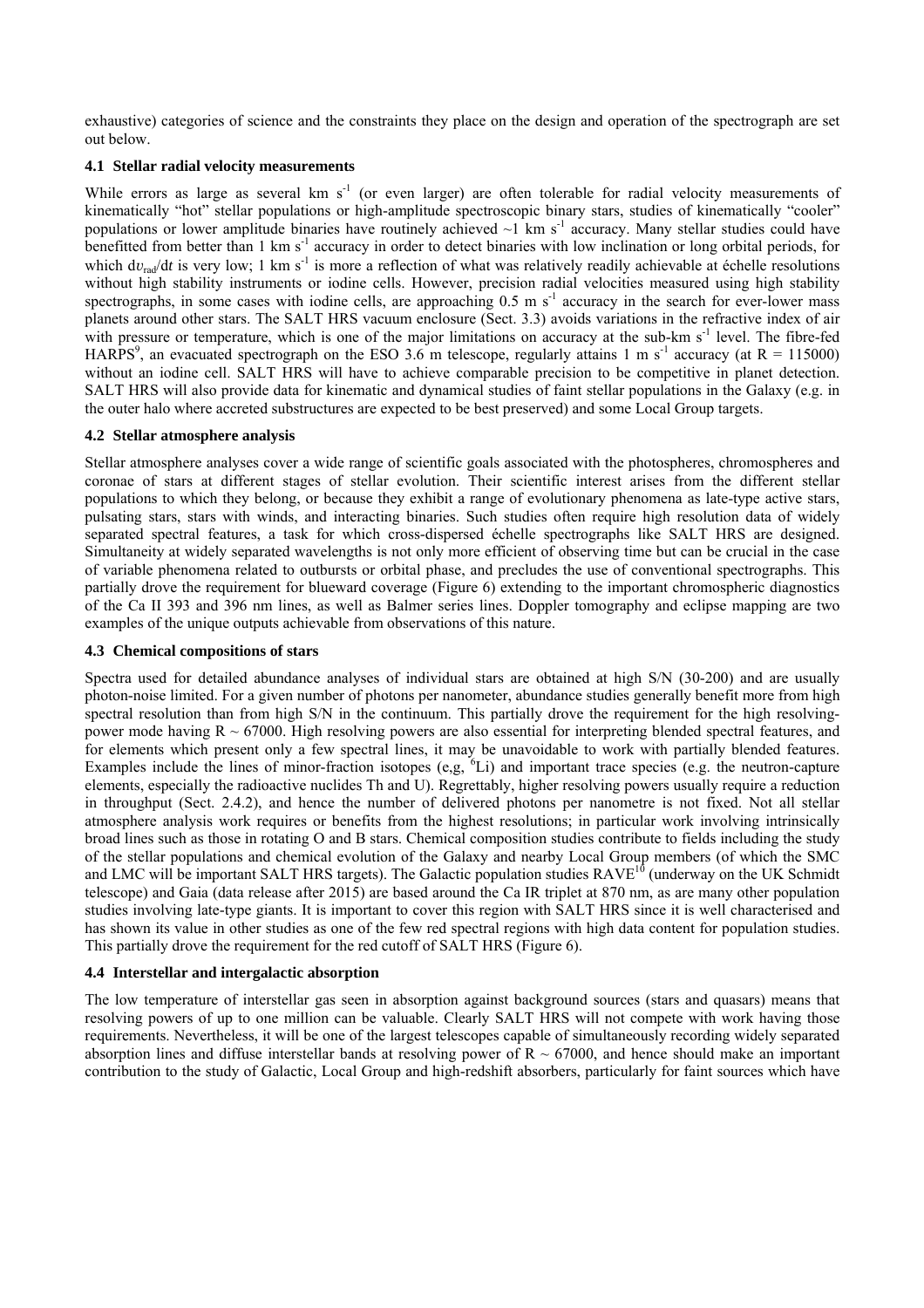exhaustive) categories of science and the constraints they place on the design and operation of the spectrograph are set out below.

### 4.1 Stellar radial velocity measurements

While errors as large as several km $s^{-1}$ (or even larger) are often tolerable for radial velocity measurements of kinematically "hot" stellar populations or high-amplitude spectroscopic binary stars, studies of kinematically "cooler" populations or lower amplitude binaries have routinely achieved ~1 km $s^{-1}$ accuracy. Many stellar studies could have benefitted from better than 1 km $s^{-1}$ accuracy in order to detect binaries with low inclination or long orbital periods, for which $dv_{rad}/dt$ is very low; 1 km $s^{-1}$ is more a reflection of what was relatively readily achievable at échelle resolutions without high stability instruments or iodine cells. However, precision radial velocities measured using high stability spectrographs, in some cases with iodine cells, are approaching 0.5 m $s^{-1}$ accuracy in the search for ever-lower mass planets around other stars. The SALT HRS vacuum enclosure (Sect. 3.3) avoids variations in the refractive index of air with pressure or temperature, which is one of the major limitations on accuracy at the sub-km $s^{-1}$ level. The fibre-fed HARPS[9], an evacuated spectrograph on the ESO 3.6 m telescope, regularly attains 1 m $s^{-1}$ accuracy (at R = 115000) without an iodine cell. SALT HRS will have to achieve comparable precision to be competitive in planet detection. SALT HRS will also provide data for kinematic and dynamical studies of faint stellar populations in the Galaxy (e.g. in the outer halo where accreted substructures are expected to be best preserved) and some Local Group targets.

### 4.2 Stellar atmosphere analysis

Stellar atmosphere analyses cover a wide range of scientific goals associated with the photospheres, chromospheres and coronae of stars at different stages of stellar evolution. Their scientific interest arises from the different stellar populations to which they belong, or because they exhibit a range of evolutionary phenomena as late-type active stars, pulsating stars, stars with winds, and interacting binaries. Such studies often require high resolution data of widely separated spectral features, a task for which cross-dispersed échelle spectrographs like SALT HRS are designed. Simultaneity at widely separated wavelengths is not only more efficient of observing time but can be crucial in the case of variable phenomena related to outbursts or orbital phase, and precludes the use of conventional spectrographs. This partially drove the requirement for blueward coverage (Figure 6) extending to the important chromospheric diagnostics of the Ca II 393 and 396 nm lines, as well as Balmer series lines. Doppler tomography and eclipse mapping are two examples of the unique outputs achievable from observations of this nature.

### 4.3 Chemical compositions of stars

Spectra used for detailed abundance analyses of individual stars are obtained at high S/N (30-200) and are usually photon-noise limited. For a given number of photons per nanometer, abundance studies generally benefit more from high spectral resolution than from high S/N in the continuum. This partially drove the requirement for the high resolving-power mode having R ~ 67000. High resolving powers are also essential for interpreting blended spectral features, and for elements which present only a few spectral lines, it may be unavoidable to work with partially blended features. Examples include the lines of minor-fraction isotopes (e,g, $^{6}$Li) and important trace species (e.g. the neutron-capture elements, especially the radioactive nuclides Th and U). Regrettably, higher resolving powers usually require a reduction in throughput (Sect. 2.4.2), and hence the number of delivered photons per nanometre is not fixed. Not all stellar atmosphere analysis work requires or benefits from the highest resolutions; in particular work involving intrinsically broad lines such as those in rotating O and B stars. Chemical composition studies contribute to fields including the study of the stellar populations and chemical evolution of the Galaxy and nearby Local Group members (of which the SMC and LMC will be important SALT HRS targets). The Galactic population studies RAVE[10] (underway on the UK Schmidt telescope) and Gaia (data release after 2015) are based around the Ca IR triplet at 870 nm, as are many other population studies involving late-type giants. It is important to cover this region with SALT HRS since it is well characterised and has shown its value in other studies as one of the few red spectral regions with high data content for population studies. This partially drove the requirement for the red cutoff of SALT HRS (Figure 6).

### 4.4 Interstellar and intergalactic absorption

The low temperature of interstellar gas seen in absorption against background sources (stars and quasars) means that resolving powers of up to one million can be valuable. Clearly SALT HRS will not compete with work having those requirements. Nevertheless, it will be one of the largest telescopes capable of simultaneously recording widely separated absorption lines and diffuse interstellar bands at resolving power of R ~ 67000, and hence should make an important contribution to the study of Galactic, Local Group and high-redshift absorbers, particularly for faint sources which have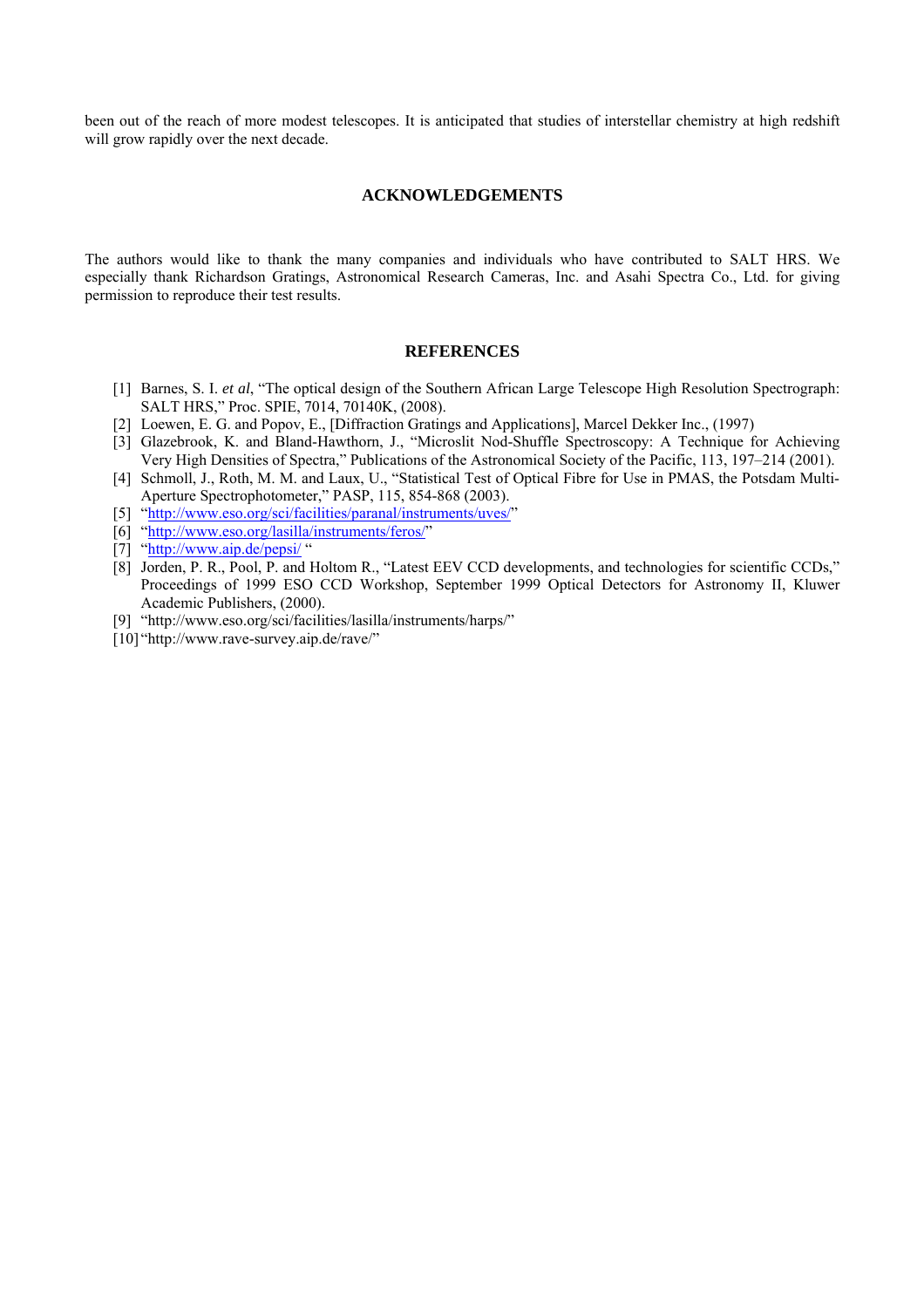been out of the reach of more modest telescopes. It is anticipated that studies of interstellar chemistry at high redshift will grow rapidly over the next decade.

## ACKNOWLEDGEMENTS

The authors would like to thank the many companies and individuals who have contributed to SALT HRS. We especially thank Richardson Gratings, Astronomical Research Cameras, Inc. and Asahi Spectra Co., Ltd. for giving permission to reproduce their test results.

## REFERENCES

[1] Barnes, S. I. *et al*, "The optical design of the Southern African Large Telescope High Resolution Spectrograph: SALT HRS," Proc. SPIE, 7014, 70140K, (2008).

[2] Loewen, E. G. and Popov, E., [Diffraction Gratings and Applications], Marcel Dekker Inc., (1997)

[3] Glazebrook, K. and Bland-Hawthorn, J., "Microslit Nod-Shuffle Spectroscopy: A Technique for Achieving Very High Densities of Spectra," Publications of the Astronomical Society of the Pacific, 113, 197–214 (2001).

[4] Schmoll, J., Roth, M. M. and Laux, U., "Statistical Test of Optical Fibre for Use in PMAS, the Potsdam Multi-Aperture Spectrophotometer," PASP, 115, 854-868 (2003).

[5] "http://www.eso.org/sci/facilities/paranal/instruments/uves/"

[6] "http://www.eso.org/lasilla/instruments/feros/"

[7] "http://www.aip.de/pepsi/ "

[8] Jorden, P. R., Pool, P. and Holtom R., "Latest EEV CCD developments, and technologies for scientific CCDs," Proceedings of 1999 ESO CCD Workshop, September 1999 Optical Detectors for Astronomy II, Kluwer Academic Publishers, (2000).

[9] "http://www.eso.org/sci/facilities/lasilla/instruments/harps/"

[10] "http://www.rave-survey.aip.de/rave/"